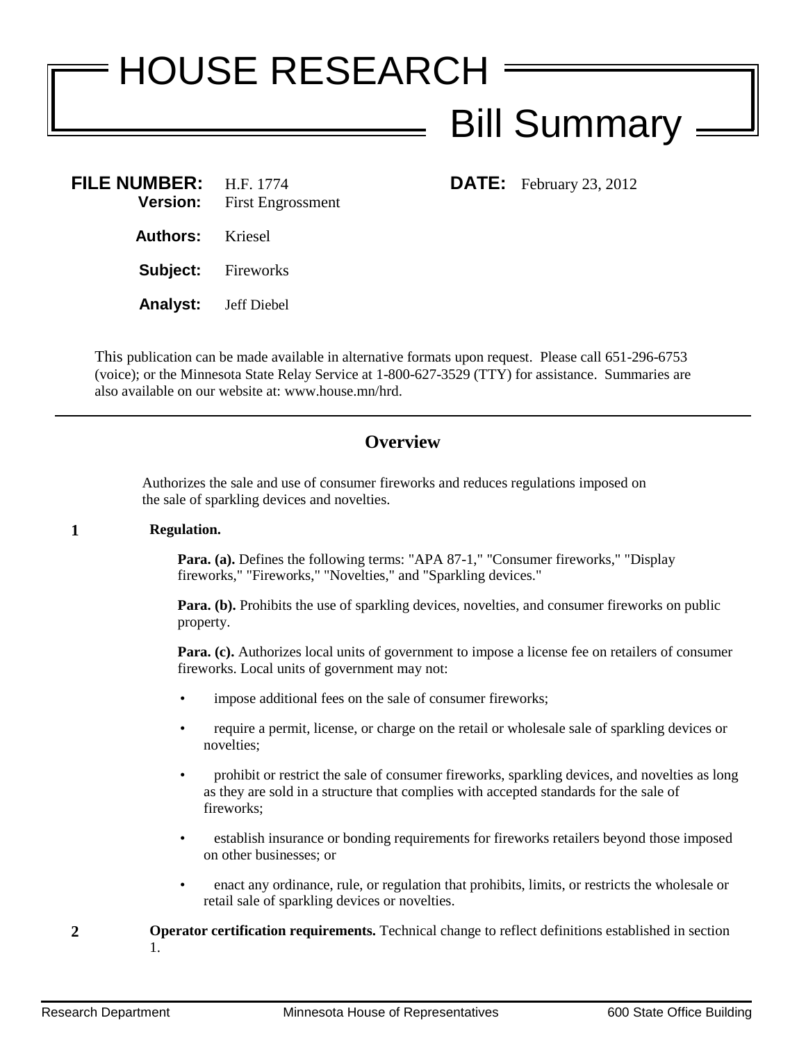# HOUSE RESEARCH

## Bill Summary

**FILE NUMBER:** H.F. 1774
**Version:** First Engrossment

**DATE:** February 23, 2012

**Authors:** Kriesel

**Subject:** Fireworks

**Analyst:** Jeff Diebel

This publication can be made available in alternative formats upon request. Please call 651-296-6753 (voice); or the Minnesota State Relay Service at 1-800-627-3529 (TTY) for assistance. Summaries are also available on our website at: www.house.mn/hrd.

---

## Overview

Authorizes the sale and use of consumer fireworks and reduces regulations imposed on the sale of sparkling devices and novelties.

**1 Regulation.**

**Para. (a).** Defines the following terms: "APA 87-1," "Consumer fireworks," "Display fireworks," "Fireworks," "Novelties," and "Sparkling devices."

**Para. (b).** Prohibits the use of sparkling devices, novelties, and consumer fireworks on public property.

**Para. (c).** Authorizes local units of government to impose a license fee on retailers of consumer fireworks. Local units of government may not:

- impose additional fees on the sale of consumer fireworks;
- require a permit, license, or charge on the retail or wholesale sale of sparkling devices or novelties;
- prohibit or restrict the sale of consumer fireworks, sparkling devices, and novelties as long as they are sold in a structure that complies with accepted standards for the sale of fireworks;
- establish insurance or bonding requirements for fireworks retailers beyond those imposed on other businesses; or
- enact any ordinance, rule, or regulation that prohibits, limits, or restricts the wholesale or retail sale of sparkling devices or novelties.

**2 Operator certification requirements.** Technical change to reflect definitions established in section 1.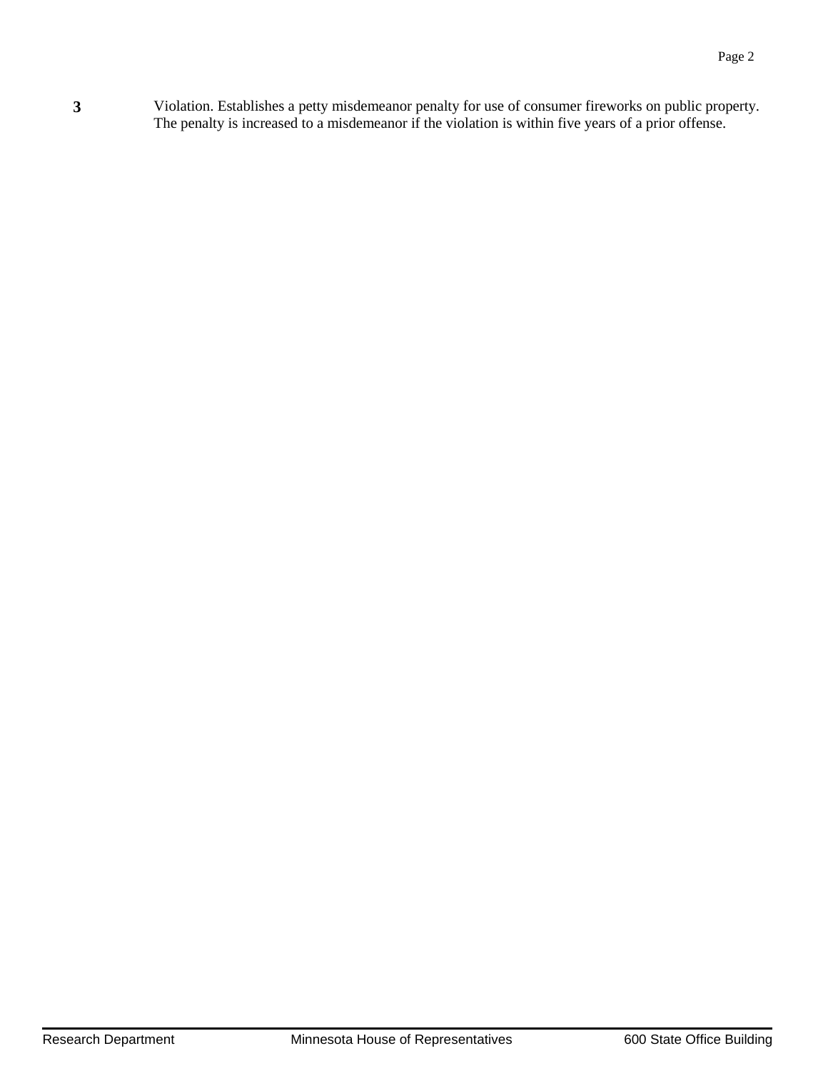**3** Violation. Establishes a petty misdemeanor penalty for use of consumer fireworks on public property. The penalty is increased to a misdemeanor if the violation is within five years of a prior offense.